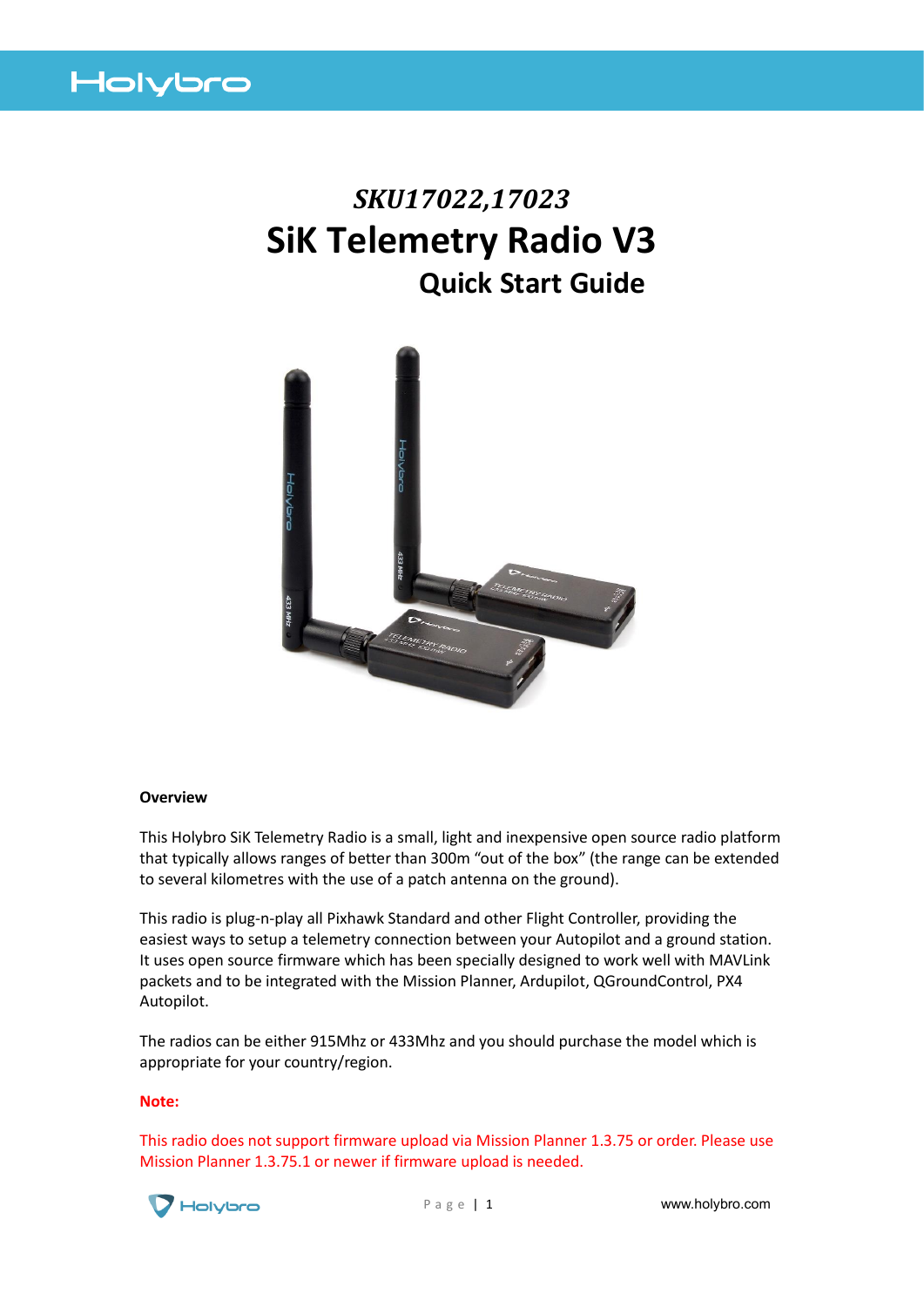*SKU17022,17023*

# SiK Telemetry Radio V3

## Quick Start Guide

**Overview**

This Holybro SiK Telemetry Radio is a small, light and inexpensive open source radio platform that typically allows ranges of better than 300m "out of the box" (the range can be extended to several kilometres with the use of a patch antenna on the ground).

This radio is plug-n-play all Pixhawk Standard and other Flight Controller, providing the easiest ways to setup a telemetry connection between your Autopilot and a ground station. It uses open source firmware which has been specially designed to work well with MAVLink packets and to be integrated with the Mission Planner, Ardupilot, QGroundControl, PX4 Autopilot.

The radios can be either 915Mhz or 433Mhz and you should purchase the model which is appropriate for your country/region.

**Note:**

This radio does not support firmware upload via Mission Planner 1.3.75 or order. Please use Mission Planner 1.3.75.1 or newer if firmware upload is needed.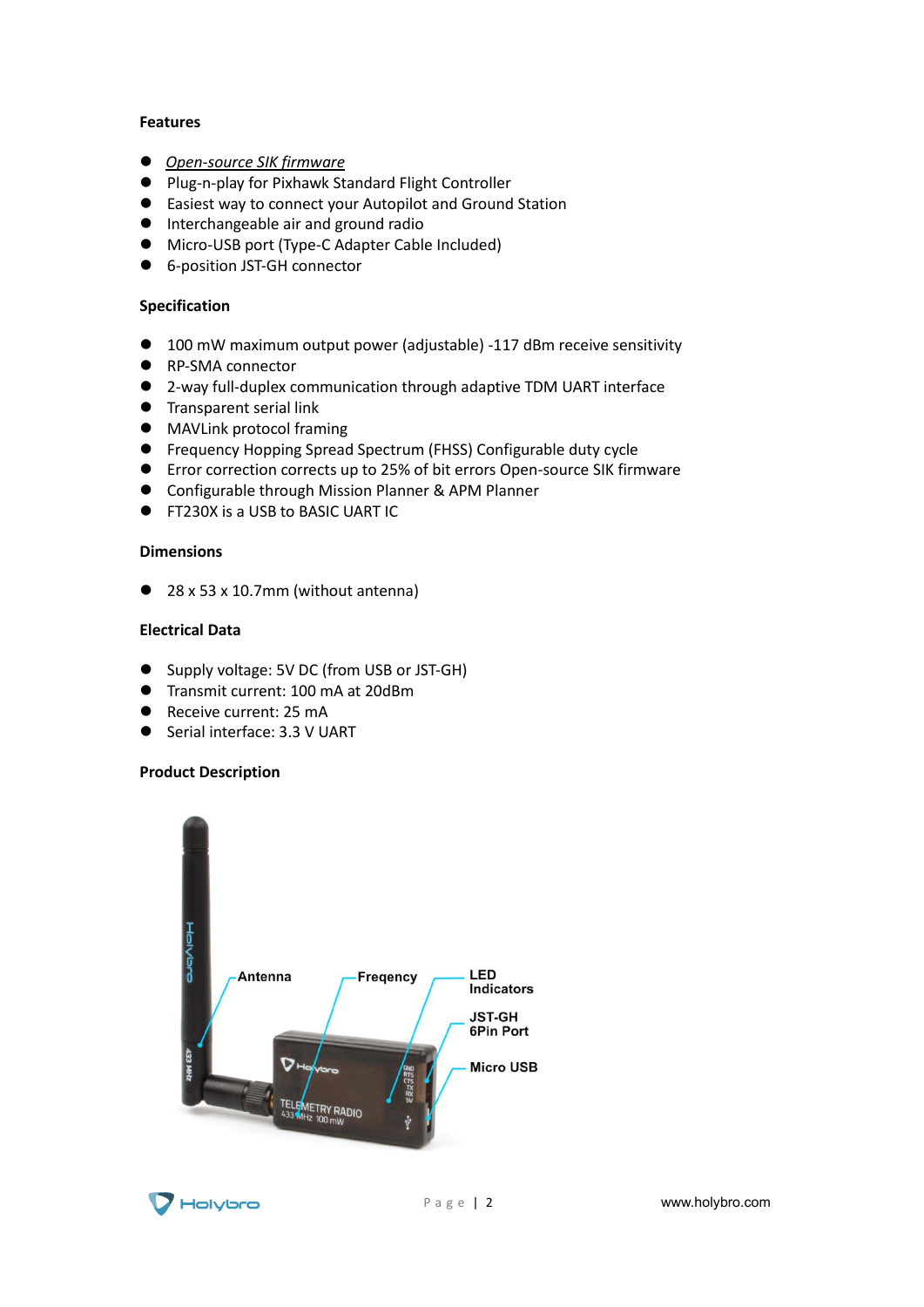#### Features

- *Open-source SIK firmware*
- Plug-n-play for Pixhawk Standard Flight Controller
- Easiest way to connect your Autopilot and Ground Station
- Interchangeable air and ground radio
- Micro-USB port (Type-C Adapter Cable Included)
- 6-position JST-GH connector

#### Specification

- 100 mW maximum output power (adjustable) -117 dBm receive sensitivity
- RP-SMA connector
- 2-way full-duplex communication through adaptive TDM UART interface
- Transparent serial link
- MAVLink protocol framing
- Frequency Hopping Spread Spectrum (FHSS) Configurable duty cycle
- Error correction corrects up to 25% of bit errors Open-source SIK firmware
- Configurable through Mission Planner & APM Planner
- FT230X is a USB to BASIC UART IC

#### Dimensions

- 28 x 53 x 10.7mm (without antenna)

#### Electrical Data

- Supply voltage: 5V DC (from USB or JST-GH)
- Transmit current: 100 mA at 20dBm
- Receive current: 25 mA
- Serial interface: 3.3 V UART

#### Product Description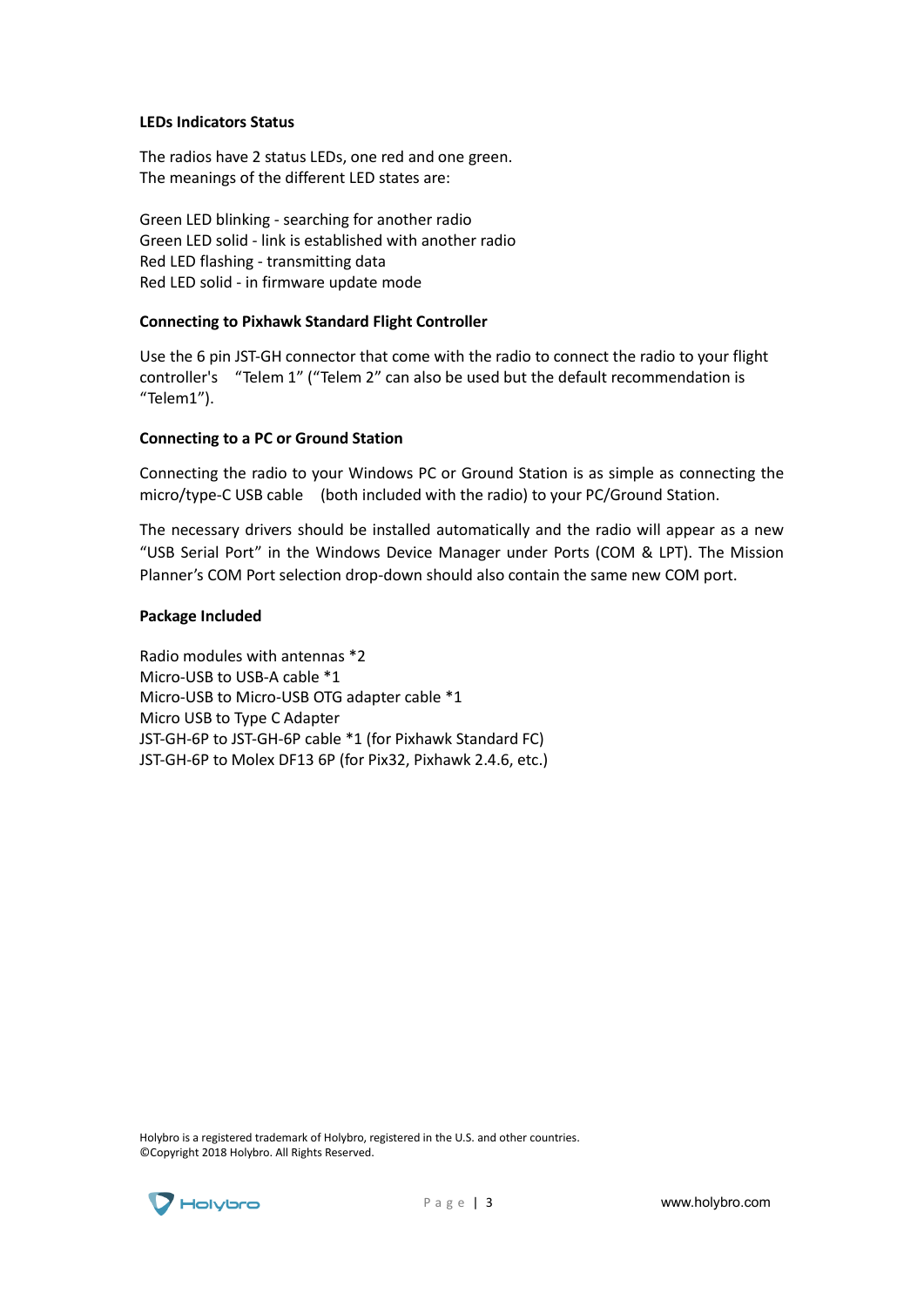**LEDs Indicators Status**

The radios have 2 status LEDs, one red and one green.
The meanings of the different LED states are:

Green LED blinking - searching for another radio
Green LED solid - link is established with another radio
Red LED flashing - transmitting data
Red LED solid - in firmware update mode

**Connecting to Pixhawk Standard Flight Controller**

Use the 6 pin JST-GH connector that come with the radio to connect the radio to your flight controller's "Telem 1" ("Telem 2" can also be used but the default recommendation is "Telem1").

**Connecting to a PC or Ground Station**

Connecting the radio to your Windows PC or Ground Station is as simple as connecting the micro/type-C USB cable (both included with the radio) to your PC/Ground Station.

The necessary drivers should be installed automatically and the radio will appear as a new "USB Serial Port" in the Windows Device Manager under Ports (COM & LPT). The Mission Planner's COM Port selection drop-down should also contain the same new COM port.

**Package Included**

Radio modules with antennas *2
Micro-USB to USB-A cable *1
Micro-USB to Micro-USB OTG adapter cable *1
Micro USB to Type C Adapter
JST-GH-6P to JST-GH-6P cable *1 (for Pixhawk Standard FC)
JST-GH-6P to Molex DF13 6P (for Pix32, Pixhawk 2.4.6, etc.)

Holybro is a registered trademark of Holybro, registered in the U.S. and other countries.
©Copyright 2018 Holybro. All Rights Reserved.

www.holybro.com